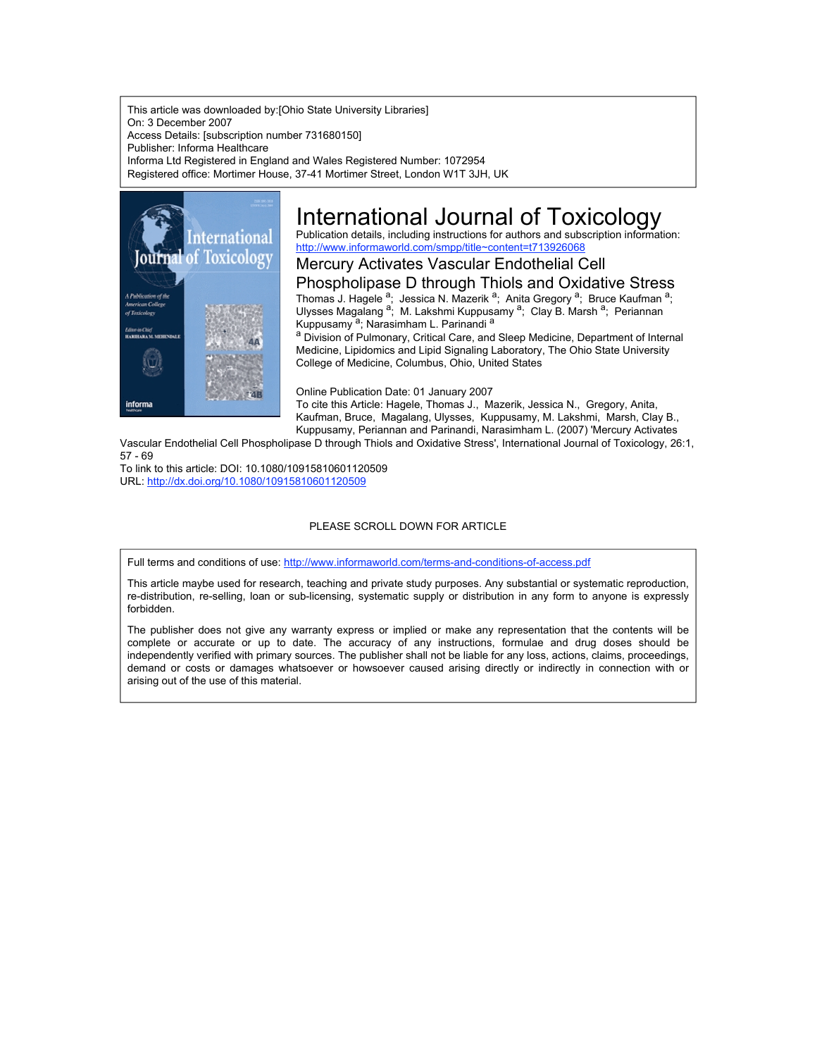This article was downloaded by:[Ohio State University Libraries]
On: 3 December 2007
Access Details: [subscription number 731680150]
Publisher: Informa Healthcare
Informa Ltd Registered in England and Wales Registered Number: 1072954
Registered office: Mortimer House, 37-41 Mortimer Street, London W1T 3JH, UK

# International Journal of Toxicology

Publication details, including instructions for authors and subscription information:
http://www.informaworld.com/smpp/title~content=t713926068

## Mercury Activates Vascular Endothelial Cell Phospholipase D through Thiols and Oxidative Stress

Thomas J. Hagele [a]; Jessica N. Mazerik [a]; Anita Gregory [a]; Bruce Kaufman [a]; Ulysses Magalang [a]; M. Lakshmi Kuppusamy [a]; Clay B. Marsh [a]; Periannan Kuppusamy [a]; Narasimham L. Parinandi [a]

[a] Division of Pulmonary, Critical Care, and Sleep Medicine, Department of Internal Medicine, Lipidomics and Lipid Signaling Laboratory, The Ohio State University College of Medicine, Columbus, Ohio, United States

Online Publication Date: 01 January 2007

To cite this Article: Hagele, Thomas J., Mazerik, Jessica N., Gregory, Anita, Kaufman, Bruce, Magalang, Ulysses, Kuppusamy, M. Lakshmi, Marsh, Clay B., Kuppusamy, Periannan and Parinandi, Narasimham L. (2007) 'Mercury Activates Vascular Endothelial Cell Phospholipase D through Thiols and Oxidative Stress', International Journal of Toxicology, 26:1, 57 - 69

To link to this article: DOI: 10.1080/10915810601120509
URL: http://dx.doi.org/10.1080/10915810601120509

PLEASE SCROLL DOWN FOR ARTICLE

Full terms and conditions of use: http://www.informaworld.com/terms-and-conditions-of-access.pdf

This article maybe used for research, teaching and private study purposes. Any substantial or systematic reproduction, re-distribution, re-selling, loan or sub-licensing, systematic supply or distribution in any form to anyone is expressly forbidden.

The publisher does not give any warranty express or implied or make any representation that the contents will be complete or accurate or up to date. The accuracy of any instructions, formulae and drug doses should be independently verified with primary sources. The publisher shall not be liable for any loss, actions, claims, proceedings, demand or costs or damages whatsoever or howsoever caused arising directly or indirectly in connection with or arising out of the use of this material.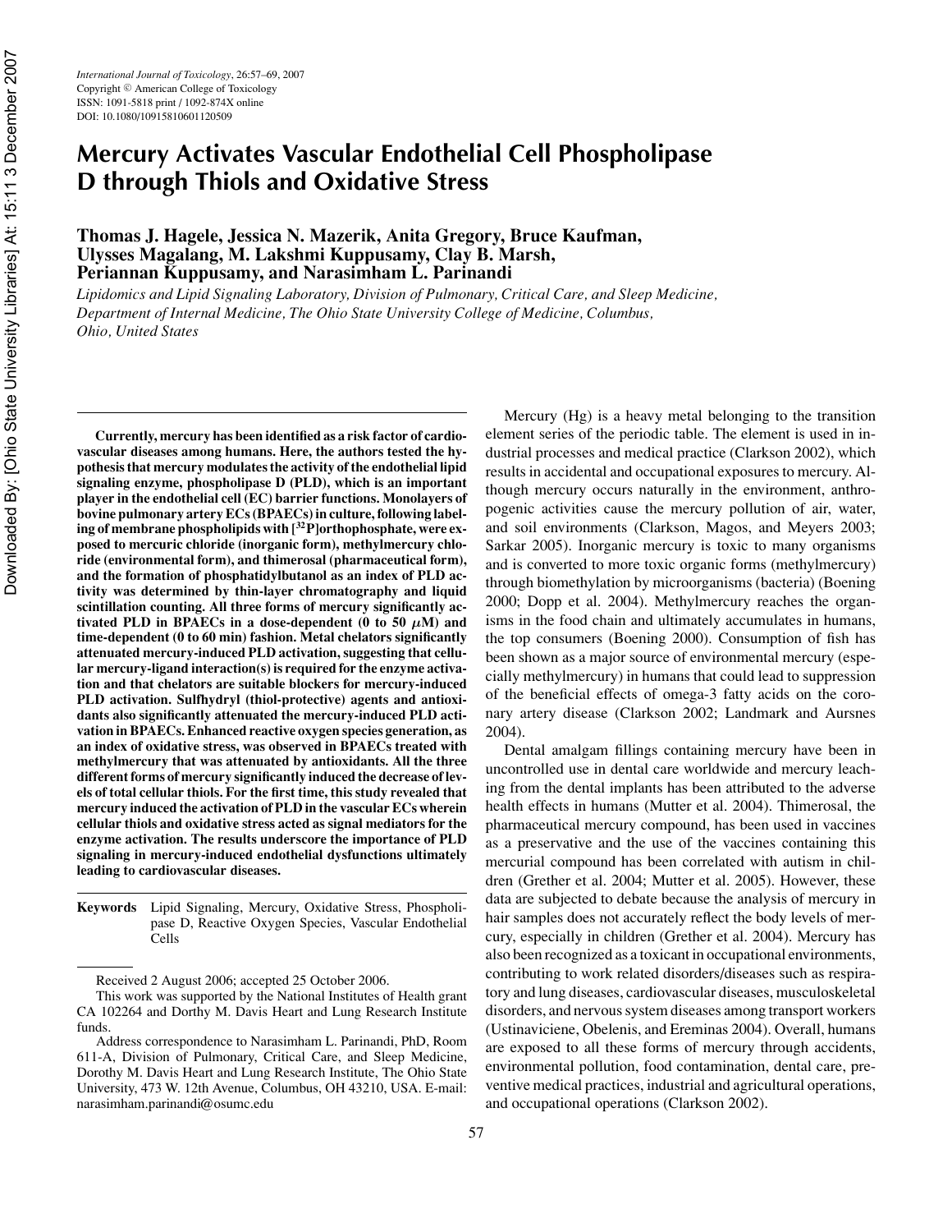*International Journal of Toxicology*, 26:57–69, 2007
Copyright © American College of Toxicology
ISSN: 1091-5818 print / 1092-874X online
DOI: 10.1080/10915810601120509

# Mercury Activates Vascular Endothelial Cell Phospholipase D through Thiols and Oxidative Stress

**Thomas J. Hagele, Jessica N. Mazerik, Anita Gregory, Bruce Kaufman, Ulysses Magalang, M. Lakshmi Kuppusamy, Clay B. Marsh, Periannan Kuppusamy, and Narasimham L. Parinandi**

*Lipidomics and Lipid Signaling Laboratory, Division of Pulmonary, Critical Care, and Sleep Medicine, Department of Internal Medicine, The Ohio State University College of Medicine, Columbus, Ohio, United States*

**Currently, mercury has been identified as a risk factor of cardiovascular diseases among humans. Here, the authors tested the hypothesis that mercury modulates the activity of the endothelial lipid signaling enzyme, phospholipase D (PLD), which is an important player in the endothelial cell (EC) barrier functions. Monolayers of bovine pulmonary artery ECs (BPAECs) in culture, following labeling of membrane phospholipids with [$^{32}$P]orthophosphate, were exposed to mercuric chloride (inorganic form), methylmercury chloride (environmental form), and thimerosal (pharmaceutical form), and the formation of phosphatidylbutanol as an index of PLD activity was determined by thin-layer chromatography and liquid scintillation counting. All three forms of mercury significantly activated PLD in BPAECs in a dose-dependent (0 to 50 $\mu$M) and time-dependent (0 to 60 min) fashion. Metal chelators significantly attenuated mercury-induced PLD activation, suggesting that cellular mercury-ligand interaction(s) is required for the enzyme activation and that chelators are suitable blockers for mercury-induced PLD activation. Sulfhydryl (thiol-protective) agents and antioxidants also significantly attenuated the mercury-induced PLD activation in BPAECs. Enhanced reactive oxygen species generation, as an index of oxidative stress, was observed in BPAECs treated with methylmercury that was attenuated by antioxidants. All the three different forms of mercury significantly induced the decrease of levels of total cellular thiols. For the first time, this study revealed that mercury induced the activation of PLD in the vascular ECs wherein cellular thiols and oxidative stress acted as signal mediators for the enzyme activation. The results underscore the importance of PLD signaling in mercury-induced endothelial dysfunctions ultimately leading to cardiovascular diseases.**

**Keywords** Lipid Signaling, Mercury, Oxidative Stress, Phospholipase D, Reactive Oxygen Species, Vascular Endothelial Cells

Received 2 August 2006; accepted 25 October 2006.

This work was supported by the National Institutes of Health grant CA 102264 and Dorthy M. Davis Heart and Lung Research Institute funds.

Address correspondence to Narasimham L. Parinandi, PhD, Room 611-A, Division of Pulmonary, Critical Care, and Sleep Medicine, Dorothy M. Davis Heart and Lung Research Institute, The Ohio State University, 473 W. 12th Avenue, Columbus, OH 43210, USA. E-mail: narasimham.parinandi@osumc.edu

Mercury (Hg) is a heavy metal belonging to the transition element series of the periodic table. The element is used in industrial processes and medical practice (Clarkson 2002), which results in accidental and occupational exposures to mercury. Although mercury occurs naturally in the environment, anthropogenic activities cause the mercury pollution of air, water, and soil environments (Clarkson, Magos, and Meyers 2003; Sarkar 2005). Inorganic mercury is toxic to many organisms and is converted to more toxic organic forms (methylmercury) through biomethylation by microorganisms (bacteria) (Boening 2000; Dopp et al. 2004). Methylmercury reaches the organisms in the food chain and ultimately accumulates in humans, the top consumers (Boening 2000). Consumption of fish has been shown as a major source of environmental mercury (especially methylmercury) in humans that could lead to suppression of the beneficial effects of omega-3 fatty acids on the coronary artery disease (Clarkson 2002; Landmark and Aursnes 2004).

Dental amalgam fillings containing mercury have been in uncontrolled use in dental care worldwide and mercury leaching from the dental implants has been attributed to the adverse health effects in humans (Mutter et al. 2004). Thimerosal, the pharmaceutical mercury compound, has been used in vaccines as a preservative and the use of the vaccines containing this mercurial compound has been correlated with autism in children (Grether et al. 2004; Mutter et al. 2005). However, these data are subjected to debate because the analysis of mercury in hair samples does not accurately reflect the body levels of mercury, especially in children (Grether et al. 2004). Mercury has also been recognized as a toxicant in occupational environments, contributing to work related disorders/diseases such as respiratory and lung diseases, cardiovascular diseases, musculoskeletal disorders, and nervous system diseases among transport workers (Ustinaviciene, Obelenis, and Ereminas 2004). Overall, humans are exposed to all these forms of mercury through accidents, environmental pollution, food contamination, dental care, preventive medical practices, industrial and agricultural operations, and occupational operations (Clarkson 2002).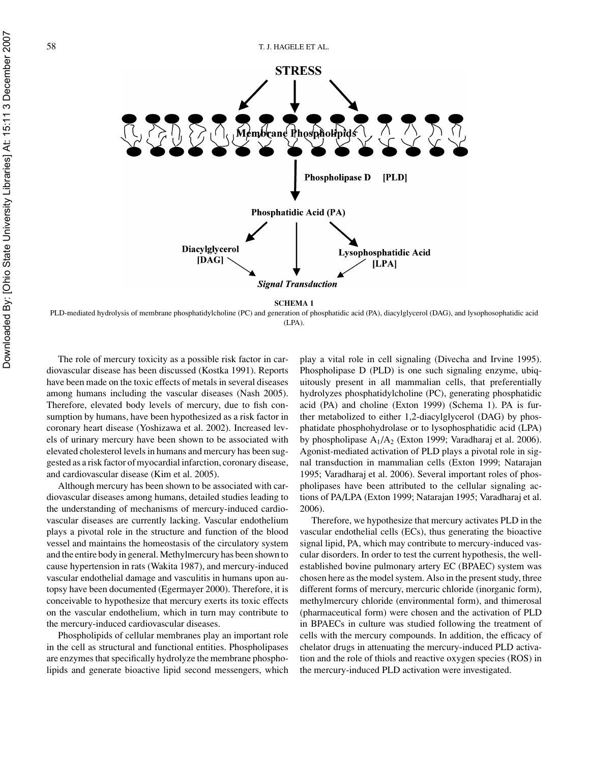SCHEMA 1

PLD-mediated hydrolysis of membrane phosphatidylcholine (PC) and generation of phosphatidic acid (PA), diacylglycerol (DAG), and lysophosophatidic acid (LPA).

The role of mercury toxicity as a possible risk factor in cardiovascular disease has been discussed (Kostka 1991). Reports have been made on the toxic effects of metals in several diseases among humans including the vascular diseases (Nash 2005). Therefore, elevated body levels of mercury, due to fish consumption by humans, have been hypothesized as a risk factor in coronary heart disease (Yoshizawa et al. 2002). Increased levels of urinary mercury have been shown to be associated with elevated cholesterol levels in humans and mercury has been suggested as a risk factor of myocardial infarction, coronary disease, and cardiovascular disease (Kim et al. 2005).

Although mercury has been shown to be associated with cardiovascular diseases among humans, detailed studies leading to the understanding of mechanisms of mercury-induced cardiovascular diseases are currently lacking. Vascular endothelium plays a pivotal role in the structure and function of the blood vessel and maintains the homeostasis of the circulatory system and the entire body in general. Methylmercury has been shown to cause hypertension in rats (Wakita 1987), and mercury-induced vascular endothelial damage and vasculitis in humans upon autopsy have been documented (Egermayer 2000). Therefore, it is conceivable to hypothesize that mercury exerts its toxic effects on the vascular endothelium, which in turn may contribute to the mercury-induced cardiovascular diseases.

Phospholipids of cellular membranes play an important role in the cell as structural and functional entities. Phospholipases are enzymes that specifically hydrolyze the membrane phospholipids and generate bioactive lipid second messengers, which play a vital role in cell signaling (Divecha and Irvine 1995). Phospholipase D (PLD) is one such signaling enzyme, ubiquitously present in all mammalian cells, that preferentially hydrolyzes phosphatidylcholine (PC), generating phosphatidic acid (PA) and choline (Exton 1999) (Schema 1). PA is further metabolized to either 1,2-diacylglycerol (DAG) by phosphatidate phosphohydrolase or to lysophosphatidic acid (LPA) by phospholipase $A_1/A_2$ (Exton 1999; Varadharaj et al. 2006). Agonist-mediated activation of PLD plays a pivotal role in signal transduction in mammalian cells (Exton 1999; Natarajan 1995; Varadharaj et al. 2006). Several important roles of phospholipases have been attributed to the cellular signaling actions of PA/LPA (Exton 1999; Natarajan 1995; Varadharaj et al. 2006).

Therefore, we hypothesize that mercury activates PLD in the vascular endothelial cells (ECs), thus generating the bioactive signal lipid, PA, which may contribute to mercury-induced vascular disorders. In order to test the current hypothesis, the well-established bovine pulmonary artery EC (BPAEC) system was chosen here as the model system. Also in the present study, three different forms of mercury, mercuric chloride (inorganic form), methylmercury chloride (environmental form), and thimerosal (pharmaceutical form) were chosen and the activation of PLD in BPAECs in culture was studied following the treatment of cells with the mercury compounds. In addition, the efficacy of chelator drugs in attenuating the mercury-induced PLD activation and the role of thiols and reactive oxygen species (ROS) in the mercury-induced PLD activation were investigated.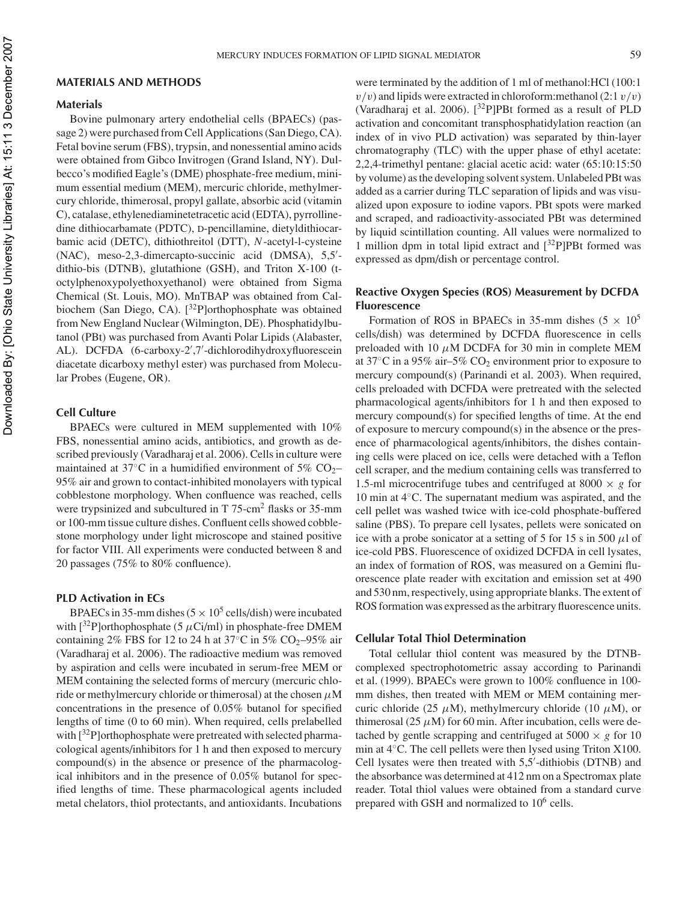## MATERIALS AND METHODS

### Materials

Bovine pulmonary artery endothelial cells (BPAECs) (passage 2) were purchased from Cell Applications (San Diego, CA). Fetal bovine serum (FBS), trypsin, and nonessential amino acids were obtained from Gibco Invitrogen (Grand Island, NY). Dulbecco's modified Eagle's (DME) phosphate-free medium, minimum essential medium (MEM), mercuric chloride, methylmercury chloride, thimerosal, propyl gallate, absorbic acid (vitamin C), catalase, ethylenediaminetetracetic acid (EDTA), pyrrollinedine dithiocarbamate (PDTC), D-pencillamine, dietyldithiocarbamic acid (DETC), dithiothreitol (DTT), *N*-acetyl-l-cysteine (NAC), meso-2,3-dimercapto-succinic acid (DMSA), 5,5′-dithio-bis (DTNB), glutathione (GSH), and Triton X-100 (t-octylphenoxypolyethoxyethanol) were obtained from Sigma Chemical (St. Louis, MO). MnTBAP was obtained from Calbiochem (San Diego, CA). [$^{32}$P]orthophosphate was obtained from New England Nuclear (Wilmington, DE). Phosphatidylbutanol (PBt) was purchased from Avanti Polar Lipids (Alabaster, AL). DCFDA (6-carboxy-2′,7′-dichlorodihydroxyfluorescein diacetate dicarboxy methyl ester) was purchased from Molecular Probes (Eugene, OR).

### Cell Culture

BPAECs were cultured in MEM supplemented with 10% FBS, nonessential amino acids, antibiotics, and growth as described previously (Varadharaj et al. 2006). Cells in culture were maintained at 37°C in a humidified environment of 5% $CO_2$–95% air and grown to contact-inhibited monolayers with typical cobblestone morphology. When confluence was reached, cells were trypsinized and subcultured in T 75-cm$^2$ flasks or 35-mm or 100-mm tissue culture dishes. Confluent cells showed cobblestone morphology under light microscope and stained positive for factor VIII. All experiments were conducted between 8 and 20 passages (75% to 80% confluence).

### PLD Activation in ECs

BPAECs in 35-mm dishes ($5 \times 10^5$ cells/dish) were incubated with [$^{32}$P]orthophosphate (5 $\mu$Ci/ml) in phosphate-free DMEM containing 2% FBS for 12 to 24 h at 37°C in 5% $CO_2$–95% air (Varadharaj et al. 2006). The radioactive medium was removed by aspiration and cells were incubated in serum-free MEM or MEM containing the selected forms of mercury (mercuric chloride or methylmercury chloride or thimerosal) at the chosen $\mu$M concentrations in the presence of 0.05% butanol for specified lengths of time (0 to 60 min). When required, cells prelabelled with [$^{32}$P]orthophosphate were pretreated with selected pharmacological agents/inhibitors for 1 h and then exposed to mercury compound(s) in the absence or presence of the pharmacological inhibitors and in the presence of 0.05% butanol for specified lengths of time. These pharmacological agents included metal chelators, thiol protectants, and antioxidants. Incubations were terminated by the addition of 1 ml of methanol:HCl (100:1 $v/v$) and lipids were extracted in chloroform:methanol (2:1 $v/v$) (Varadharaj et al. 2006). [$^{32}$P]PBt formed as a result of PLD activation and concomitant transphosphatidylation reaction (an index of in vivo PLD activation) was separated by thin-layer chromatography (TLC) with the upper phase of ethyl acetate: 2,2,4-trimethyl pentane: glacial acetic acid: water (65:10:15:50 by volume) as the developing solvent system. Unlabeled PBt was added as a carrier during TLC separation of lipids and was visualized upon exposure to iodine vapors. PBt spots were marked and scraped, and radioactivity-associated PBt was determined by liquid scintillation counting. All values were normalized to 1 million dpm in total lipid extract and [$^{32}$P]PBt formed was expressed as dpm/dish or percentage control.

### Reactive Oxygen Species (ROS) Measurement by DCFDA Fluorescence

Formation of ROS in BPAECs in 35-mm dishes ($5 \times 10^5$ cells/dish) was determined by DCFDA fluorescence in cells preloaded with 10 $\mu$M DCDFA for 30 min in complete MEM at 37°C in a 95% air–5% $CO_2$ environment prior to exposure to mercury compound(s) (Parinandi et al. 2003). When required, cells preloaded with DCFDA were pretreated with the selected pharmacological agents/inhibitors for 1 h and then exposed to mercury compound(s) for specified lengths of time. At the end of exposure to mercury compound(s) in the absence or the presence of pharmacological agents/inhibitors, the dishes containing cells were placed on ice, cells were detached with a Teflon cell scraper, and the medium containing cells was transferred to 1.5-ml microcentrifuge tubes and centrifuged at 8000 × *g* for 10 min at 4°C. The supernatant medium was aspirated, and the cell pellet was washed twice with ice-cold phosphate-buffered saline (PBS). To prepare cell lysates, pellets were sonicated on ice with a probe sonicator at a setting of 5 for 15 s in 500 $\mu$l of ice-cold PBS. Fluorescence of oxidized DCFDA in cell lysates, an index of formation of ROS, was measured on a Gemini fluorescence plate reader with excitation and emission set at 490 and 530 nm, respectively, using appropriate blanks. The extent of ROS formation was expressed as the arbitrary fluorescence units.

### Cellular Total Thiol Determination

Total cellular thiol content was measured by the DTNB-complexed spectrophotometric assay according to Parinandi et al. (1999). BPAECs were grown to 100% confluence in 100-mm dishes, then treated with MEM or MEM containing mercuric chloride (25 $\mu$M), methylmercury chloride (10 $\mu$M), or thimerosal (25 $\mu$M) for 60 min. After incubation, cells were detached by gentle scrapping and centrifuged at 5000 × *g* for 10 min at 4°C. The cell pellets were then lysed using Triton X100. Cell lysates were then treated with 5,5′-dithiobis (DTNB) and the absorbance was determined at 412 nm on a Spectromax plate reader. Total thiol values were obtained from a standard curve prepared with GSH and normalized to $10^6$ cells.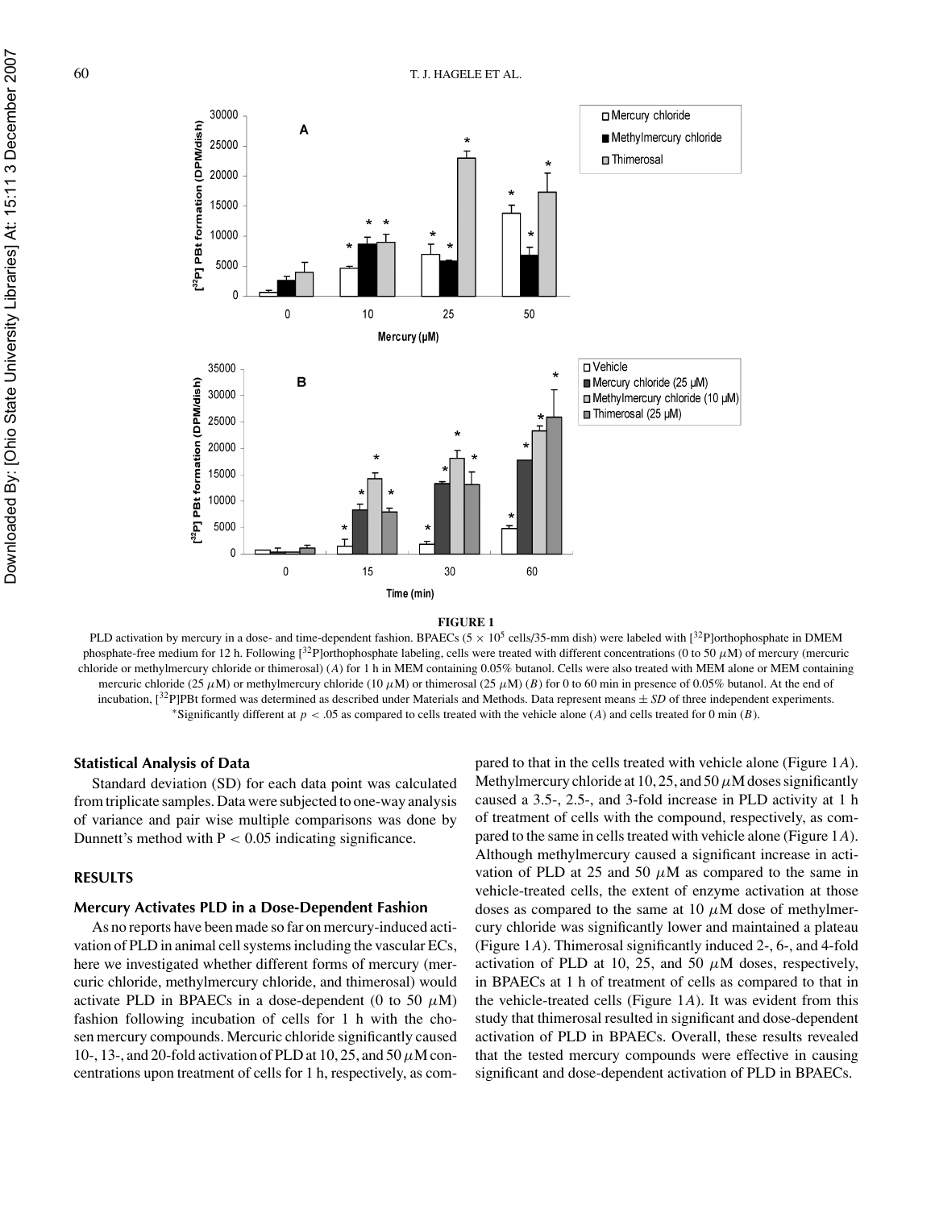**FIGURE 1**

PLD activation by mercury in a dose- and time-dependent fashion. BPAECs ($5 \times 10^5$ cells/35-mm dish) were labeled with [$^{32}$P]orthophosphate in DMEM phosphate-free medium for 12 h. Following [$^{32}$P]orthophosphate labeling, cells were treated with different concentrations (0 to 50 $\mu$M) of mercury (mercuric chloride or methylmercury chloride or thimerosal) (*A*) for 1 h in MEM containing 0.05% butanol. Cells were also treated with MEM alone or MEM containing mercuric chloride (25 $\mu$M) or methylmercury chloride (10 $\mu$M) or thimerosal (25 $\mu$M) (*B*) for 0 to 60 min in presence of 0.05% butanol. At the end of incubation, [$^{32}$P]PBt formed was determined as described under Materials and Methods. Data represent means ± *SD* of three independent experiments. *Significantly different at $p < .05$ as compared to cells treated with the vehicle alone (*A*) and cells treated for 0 min (*B*).

### Statistical Analysis of Data

Standard deviation (SD) for each data point was calculated from triplicate samples. Data were subjected to one-way analysis of variance and pair wise multiple comparisons was done by Dunnett's method with $P < 0.05$ indicating significance.

## RESULTS

### Mercury Activates PLD in a Dose-Dependent Fashion

As no reports have been made so far on mercury-induced activation of PLD in animal cell systems including the vascular ECs, here we investigated whether different forms of mercury (mercuric chloride, methylmercury chloride, and thimerosal) would activate PLD in BPAECs in a dose-dependent (0 to 50 $\mu$M) fashion following incubation of cells for 1 h with the chosen mercury compounds. Mercuric chloride significantly caused 10-, 13-, and 20-fold activation of PLD at 10, 25, and 50 $\mu$M concentrations upon treatment of cells for 1 h, respectively, as compared to that in the cells treated with vehicle alone (Figure 1*A*). Methylmercury chloride at 10, 25, and 50 $\mu$M doses significantly caused a 3.5-, 2.5-, and 3-fold increase in PLD activity at 1 h of treatment of cells with the compound, respectively, as compared to the same in cells treated with vehicle alone (Figure 1*A*). Although methylmercury caused a significant increase in activation of PLD at 25 and 50 $\mu$M as compared to the same in vehicle-treated cells, the extent of enzyme activation at those doses as compared to the same at 10 $\mu$M dose of methylmercury chloride was significantly lower and maintained a plateau (Figure 1*A*). Thimerosal significantly induced 2-, 6-, and 4-fold activation of PLD at 10, 25, and 50 $\mu$M doses, respectively, in BPAECs at 1 h of treatment of cells as compared to that in the vehicle-treated cells (Figure 1*A*). It was evident from this study that thimerosal resulted in significant and dose-dependent activation of PLD in BPAECs. Overall, these results revealed that the tested mercury compounds were effective in causing significant and dose-dependent activation of PLD in BPAECs.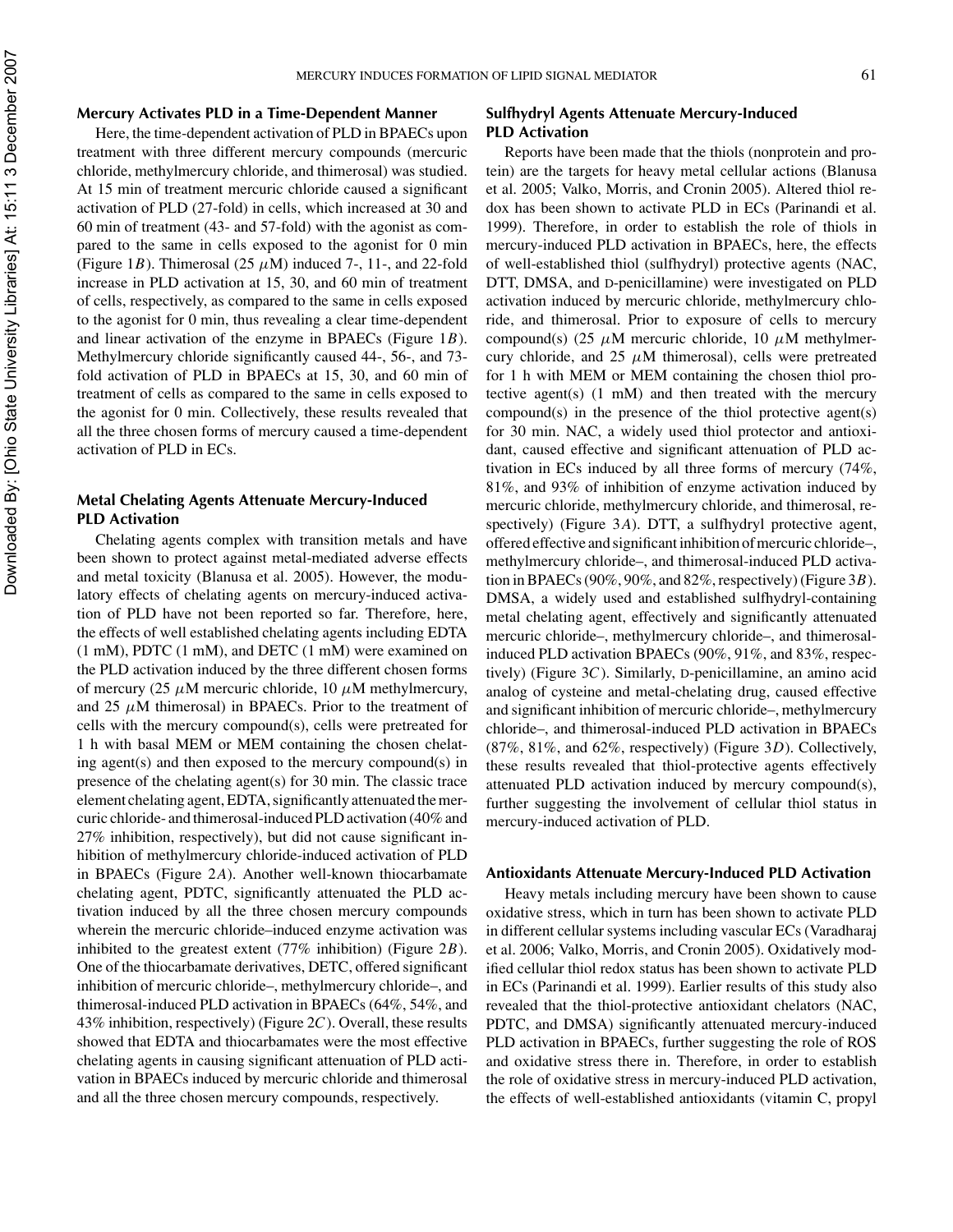### Mercury Activates PLD in a Time-Dependent Manner

Here, the time-dependent activation of PLD in BPAECs upon treatment with three different mercury compounds (mercuric chloride, methylmercury chloride, and thimerosal) was studied. At 15 min of treatment mercuric chloride caused a significant activation of PLD (27-fold) in cells, which increased at 30 and 60 min of treatment (43- and 57-fold) with the agonist as compared to the same in cells exposed to the agonist for 0 min (Figure 1*B*). Thimerosal (25 $\mu$M) induced 7-, 11-, and 22-fold increase in PLD activation at 15, 30, and 60 min of treatment of cells, respectively, as compared to the same in cells exposed to the agonist for 0 min, thus revealing a clear time-dependent and linear activation of the enzyme in BPAECs (Figure 1*B*). Methylmercury chloride significantly caused 44-, 56-, and 73-fold activation of PLD in BPAECs at 15, 30, and 60 min of treatment of cells as compared to the same in cells exposed to the agonist for 0 min. Collectively, these results revealed that all the three chosen forms of mercury caused a time-dependent activation of PLD in ECs.

### Metal Chelating Agents Attenuate Mercury-Induced PLD Activation

Chelating agents complex with transition metals and have been shown to protect against metal-mediated adverse effects and metal toxicity (Blanusa et al. 2005). However, the modulatory effects of chelating agents on mercury-induced activation of PLD have not been reported so far. Therefore, here, the effects of well established chelating agents including EDTA (1 mM), PDTC (1 mM), and DETC (1 mM) were examined on the PLD activation induced by the three different chosen forms of mercury (25 $\mu$M mercuric chloride, 10 $\mu$M methylmercury, and 25 $\mu$M thimerosal) in BPAECs. Prior to the treatment of cells with the mercury compound(s), cells were pretreated for 1 h with basal MEM or MEM containing the chosen chelating agent(s) and then exposed to the mercury compound(s) in presence of the chelating agent(s) for 30 min. The classic trace element chelating agent, EDTA, significantly attenuated the mercuric chloride- and thimerosal-induced PLD activation (40% and 27% inhibition, respectively), but did not cause significant inhibition of methylmercury chloride-induced activation of PLD in BPAECs (Figure 2*A*). Another well-known thiocarbamate chelating agent, PDTC, significantly attenuated the PLD activation induced by all the three chosen mercury compounds wherein the mercuric chloride–induced enzyme activation was inhibited to the greatest extent (77% inhibition) (Figure 2*B*). One of the thiocarbamate derivatives, DETC, offered significant inhibition of mercuric chloride–, methylmercury chloride–, and thimerosal-induced PLD activation in BPAECs (64%, 54%, and 43% inhibition, respectively) (Figure 2*C*). Overall, these results showed that EDTA and thiocarbamates were the most effective chelating agents in causing significant attenuation of PLD activation in BPAECs induced by mercuric chloride and thimerosal and all the three chosen mercury compounds, respectively.

### Sulfhydryl Agents Attenuate Mercury-Induced PLD Activation

Reports have been made that the thiols (nonprotein and protein) are the targets for heavy metal cellular actions (Blanusa et al. 2005; Valko, Morris, and Cronin 2005). Altered thiol redox has been shown to activate PLD in ECs (Parinandi et al. 1999). Therefore, in order to establish the role of thiols in mercury-induced PLD activation in BPAECs, here, the effects of well-established thiol (sulfhydryl) protective agents (NAC, DTT, DMSA, and D-penicillamine) were investigated on PLD activation induced by mercuric chloride, methylmercury chloride, and thimerosal. Prior to exposure of cells to mercury compound(s) (25 $\mu$M mercuric chloride, 10 $\mu$M methylmercury chloride, and 25 $\mu$M thimerosal), cells were pretreated for 1 h with MEM or MEM containing the chosen thiol protective agent(s) (1 mM) and then treated with the mercury compound(s) in the presence of the thiol protective agent(s) for 30 min. NAC, a widely used thiol protector and antioxidant, caused effective and significant attenuation of PLD activation in ECs induced by all three forms of mercury (74%, 81%, and 93% of inhibition of enzyme activation induced by mercuric chloride, methylmercury chloride, and thimerosal, respectively) (Figure 3*A*). DTT, a sulfhydryl protective agent, offered effective and significant inhibition of mercuric chloride–, methylmercury chloride–, and thimerosal-induced PLD activation in BPAECs (90%, 90%, and 82%, respectively) (Figure 3*B*). DMSA, a widely used and established sulfhydryl-containing metal chelating agent, effectively and significantly attenuated mercuric chloride–, methylmercury chloride–, and thimerosal-induced PLD activation BPAECs (90%, 91%, and 83%, respectively) (Figure 3*C*). Similarly, D-penicillamine, an amino acid analog of cysteine and metal-chelating drug, caused effective and significant inhibition of mercuric chloride–, methylmercury chloride–, and thimerosal-induced PLD activation in BPAECs (87%, 81%, and 62%, respectively) (Figure 3*D*). Collectively, these results revealed that thiol-protective agents effectively attenuated PLD activation induced by mercury compound(s), further suggesting the involvement of cellular thiol status in mercury-induced activation of PLD.

### Antioxidants Attenuate Mercury-Induced PLD Activation

Heavy metals including mercury have been shown to cause oxidative stress, which in turn has been shown to activate PLD in different cellular systems including vascular ECs (Varadharaj et al. 2006; Valko, Morris, and Cronin 2005). Oxidatively modified cellular thiol redox status has been shown to activate PLD in ECs (Parinandi et al. 1999). Earlier results of this study also revealed that the thiol-protective antioxidant chelators (NAC, PDTC, and DMSA) significantly attenuated mercury-induced PLD activation in BPAECs, further suggesting the role of ROS and oxidative stress there in. Therefore, in order to establish the role of oxidative stress in mercury-induced PLD activation, the effects of well-established antioxidants (vitamin C, propyl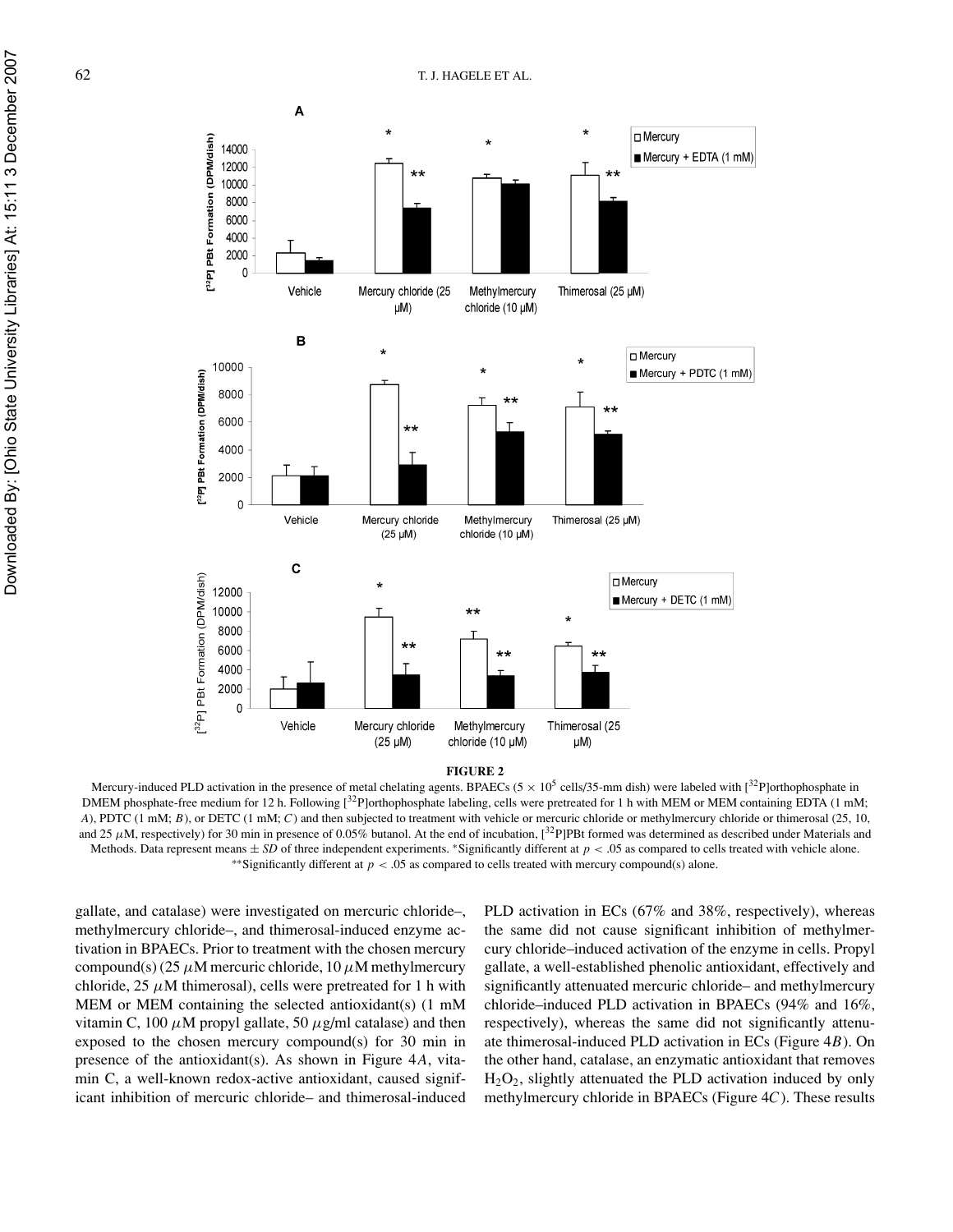**FIGURE 2**

Mercury-induced PLD activation in the presence of metal chelating agents. BPAECs ($5 \times 10^5$ cells/35-mm dish) were labeled with [$^{32}$P]orthophosphate in DMEM phosphate-free medium for 12 h. Following [$^{32}$P]orthophosphate labeling, cells were pretreated for 1 h with MEM or MEM containing EDTA (1 mM; *A*), PDTC (1 mM; *B*), or DETC (1 mM; *C*) and then subjected to treatment with vehicle or mercuric chloride or methylmercury chloride or thimerosal (25, 10, and 25 $\mu$M, respectively) for 30 min in presence of 0.05% butanol. At the end of incubation, [$^{32}$P]PBt formed was determined as described under Materials and Methods. Data represent means ± *SD* of three independent experiments. *Significantly different at $p < .05$ as compared to cells treated with vehicle alone. **Significantly different at $p < .05$ as compared to cells treated with mercury compound(s) alone.

gallate, and catalase) were investigated on mercuric chloride–, methylmercury chloride–, and thimerosal-induced enzyme activation in BPAECs. Prior to treatment with the chosen mercury compound(s) (25 $\mu$M mercuric chloride, 10 $\mu$M methylmercury chloride, 25 $\mu$M thimerosal), cells were pretreated for 1 h with MEM or MEM containing the selected antioxidant(s) (1 mM vitamin C, 100 $\mu$M propyl gallate, 50 $\mu$g/ml catalase) and then exposed to the chosen mercury compound(s) for 30 min in presence of the antioxidant(s). As shown in Figure 4*A*, vitamin C, a well-known redox-active antioxidant, caused significant inhibition of mercuric chloride– and thimerosal-induced PLD activation in ECs (67% and 38%, respectively), whereas the same did not cause significant inhibition of methylmercury chloride–induced activation of the enzyme in cells. Propyl gallate, a well-established phenolic antioxidant, effectively and significantly attenuated mercuric chloride– and methylmercury chloride–induced PLD activation in BPAECs (94% and 16%, respectively), whereas the same did not significantly attenuate thimerosal-induced PLD activation in ECs (Figure 4*B*). On the other hand, catalase, an enzymatic antioxidant that removes $H_2O_2$, slightly attenuated the PLD activation induced by only methylmercury chloride in BPAECs (Figure 4*C*). These results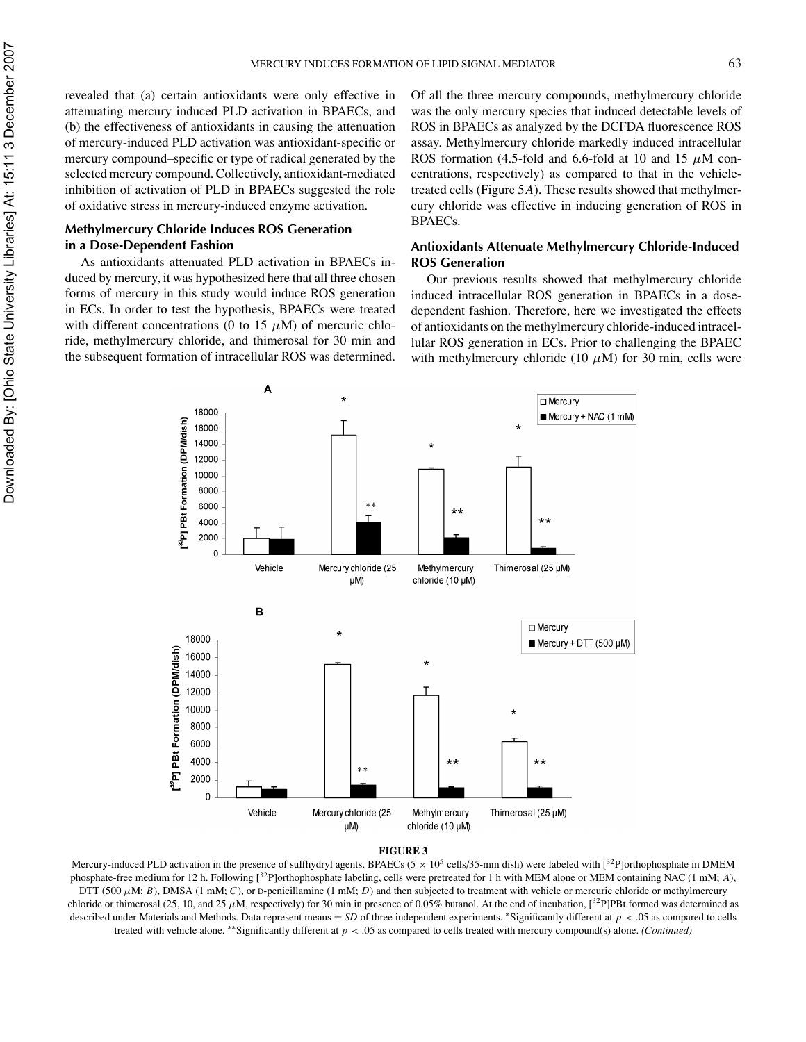revealed that (a) certain antioxidants were only effective in attenuating mercury induced PLD activation in BPAECs, and (b) the effectiveness of antioxidants in causing the attenuation of mercury-induced PLD activation was antioxidant-specific or mercury compound–specific or type of radical generated by the selected mercury compound. Collectively, antioxidant-mediated inhibition of activation of PLD in BPAECs suggested the role of oxidative stress in mercury-induced enzyme activation.

### Methylmercury Chloride Induces ROS Generation in a Dose-Dependent Fashion

As antioxidants attenuated PLD activation in BPAECs induced by mercury, it was hypothesized here that all three chosen forms of mercury in this study would induce ROS generation in ECs. In order to test the hypothesis, BPAECs were treated with different concentrations (0 to 15 $\mu$M) of mercuric chloride, methylmercury chloride, and thimerosal for 30 min and the subsequent formation of intracellular ROS was determined. Of all the three mercury compounds, methylmercury chloride was the only mercury species that induced detectable levels of ROS in BPAECs as analyzed by the DCFDA fluorescence ROS assay. Methylmercury chloride markedly induced intracellular ROS formation (4.5-fold and 6.6-fold at 10 and 15 $\mu$M concentrations, respectively) as compared to that in the vehicle-treated cells (Figure 5*A*). These results showed that methylmercury chloride was effective in inducing generation of ROS in BPAECs.

### Antioxidants Attenuate Methylmercury Chloride-Induced ROS Generation

Our previous results showed that methylmercury chloride induced intracellular ROS generation in BPAECs in a dose-dependent fashion. Therefore, here we investigated the effects of antioxidants on the methylmercury chloride-induced intracellular ROS generation in ECs. Prior to challenging the BPAEC with methylmercury chloride (10 $\mu$M) for 30 min, cells were

**FIGURE 3**

Mercury-induced PLD activation in the presence of sulfhydryl agents. BPAECs ($5 \times 10^5$ cells/35-mm dish) were labeled with [$^{32}$P]orthophosphate in DMEM phosphate-free medium for 12 h. Following [$^{32}$P]orthophosphate labeling, cells were pretreated for 1 h with MEM alone or MEM containing NAC (1 mM; *A*), DTT (500 $\mu$M; *B*), DMSA (1 mM; *C*), or D-penicillamine (1 mM; *D*) and then subjected to treatment with vehicle or mercuric chloride or methylmercury chloride or thimerosal (25, 10, and 25 $\mu$M, respectively) for 30 min in presence of 0.05% butanol. At the end of incubation, [$^{32}$P]PBt formed was determined as described under Materials and Methods. Data represent means ± *SD* of three independent experiments. *Significantly different at $p < .05$ as compared to cells treated with vehicle alone. **Significantly different at $p < .05$ as compared to cells treated with mercury compound(s) alone. *(Continued)*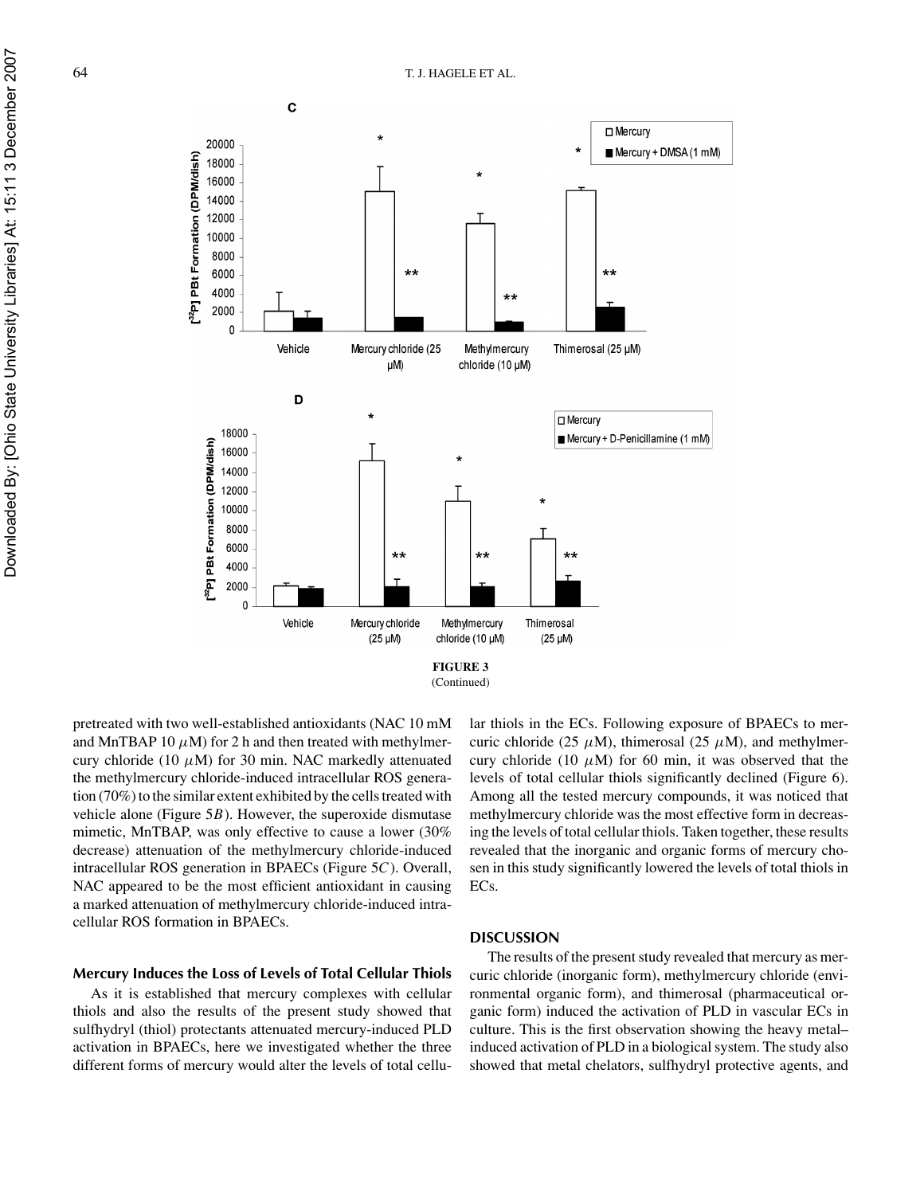FIGURE 3
(Continued)

pretreated with two well-established antioxidants (NAC 10 mM and MnTBAP 10 $\mu$M) for 2 h and then treated with methylmercury chloride (10 $\mu$M) for 30 min. NAC markedly attenuated the methylmercury chloride-induced intracellular ROS generation (70%) to the similar extent exhibited by the cells treated with vehicle alone (Figure 5*B*). However, the superoxide dismutase mimetic, MnTBAP, was only effective to cause a lower (30% decrease) attenuation of the methylmercury chloride-induced intracellular ROS generation in BPAECs (Figure 5*C*). Overall, NAC appeared to be the most efficient antioxidant in causing a marked attenuation of methylmercury chloride-induced intracellular ROS formation in BPAECs.

### Mercury Induces the Loss of Levels of Total Cellular Thiols

As it is established that mercury complexes with cellular thiols and also the results of the present study showed that sulfhydryl (thiol) protectants attenuated mercury-induced PLD activation in BPAECs, here we investigated whether the three different forms of mercury would alter the levels of total cellular thiols in the ECs. Following exposure of BPAECs to mercuric chloride (25 $\mu$M), thimerosal (25 $\mu$M), and methylmercury chloride (10 $\mu$M) for 60 min, it was observed that the levels of total cellular thiols significantly declined (Figure 6). Among all the tested mercury compounds, it was noticed that methylmercury chloride was the most effective form in decreasing the levels of total cellular thiols. Taken together, these results revealed that the inorganic and organic forms of mercury chosen in this study significantly lowered the levels of total thiols in ECs.

## DISCUSSION

The results of the present study revealed that mercury as mercuric chloride (inorganic form), methylmercury chloride (environmental organic form), and thimerosal (pharmaceutical organic form) induced the activation of PLD in vascular ECs in culture. This is the first observation showing the heavy metal–induced activation of PLD in a biological system. The study also showed that metal chelators, sulfhydryl protective agents, and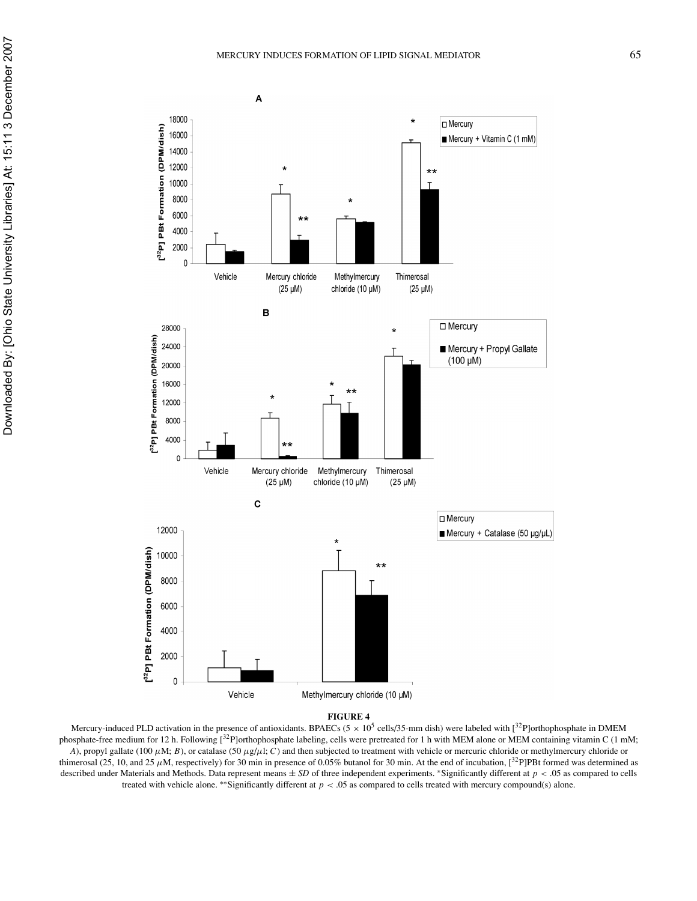**FIGURE 4**

Mercury-induced PLD activation in the presence of antioxidants. BPAECs ($5 \times 10^5$ cells/35-mm dish) were labeled with [$^{32}$P]orthophosphate in DMEM phosphate-free medium for 12 h. Following [$^{32}$P]orthophosphate labeling, cells were pretreated for 1 h with MEM alone or MEM containing vitamin C (1 mM; *A*), propyl gallate (100 $\mu$M; *B*), or catalase (50 $\mu$g/$\mu$l; *C*) and then subjected to treatment with vehicle or mercuric chloride or methylmercury chloride or thimerosal (25, 10, and 25 $\mu$M, respectively) for 30 min in presence of 0.05% butanol for 30 min. At the end of incubation, [$^{32}$P]PBt formed was determined as described under Materials and Methods. Data represent means $\pm$ *SD* of three independent experiments. *Significantly different at $p < .05$ as compared to cells treated with vehicle alone. **Significantly different at $p < .05$ as compared to cells treated with mercury compound(s) alone.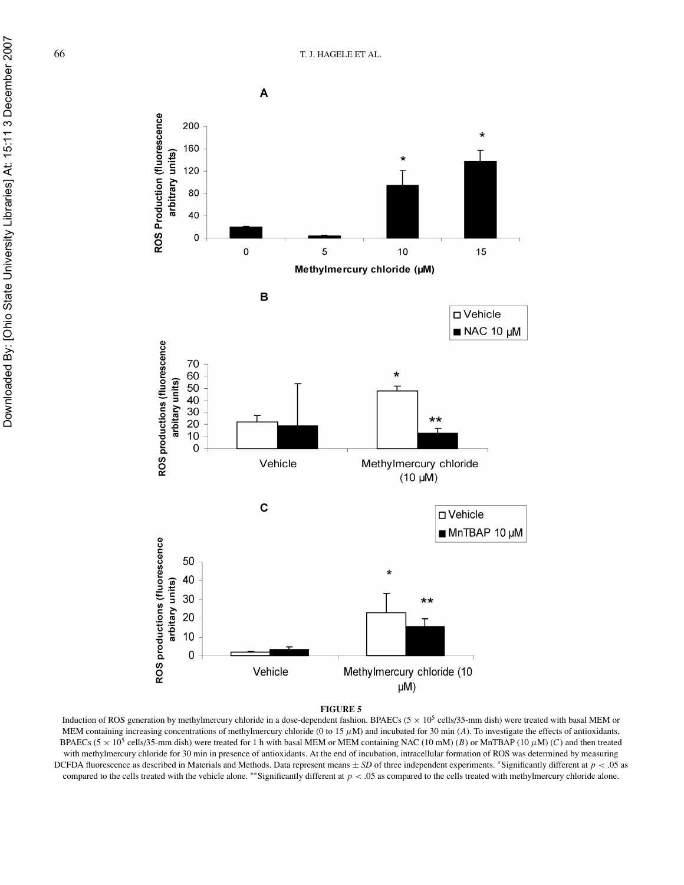**FIGURE 5**

Induction of ROS generation by methylmercury chloride in a dose-dependent fashion. BPAECs ($5 \times 10^5$ cells/35-mm dish) were treated with basal MEM or MEM containing increasing concentrations of methylmercury chloride (0 to 15 $\mu$M) and incubated for 30 min (*A*). To investigate the effects of antioxidants, BPAECs ($5 \times 10^5$ cells/35-mm dish) were treated for 1 h with basal MEM or MEM containing NAC (10 mM) (*B*) or MnTBAP (10 $\mu$M) (*C*) and then treated with methylmercury chloride for 30 min in presence of antioxidants. At the end of incubation, intracellular formation of ROS was determined by measuring DCFDA fluorescence as described in Materials and Methods. Data represent means ± *SD* of three independent experiments. *Significantly different at $p < .05$ as compared to the cells treated with the vehicle alone. **Significantly different at $p < .05$ as compared to the cells treated with methylmercury chloride alone.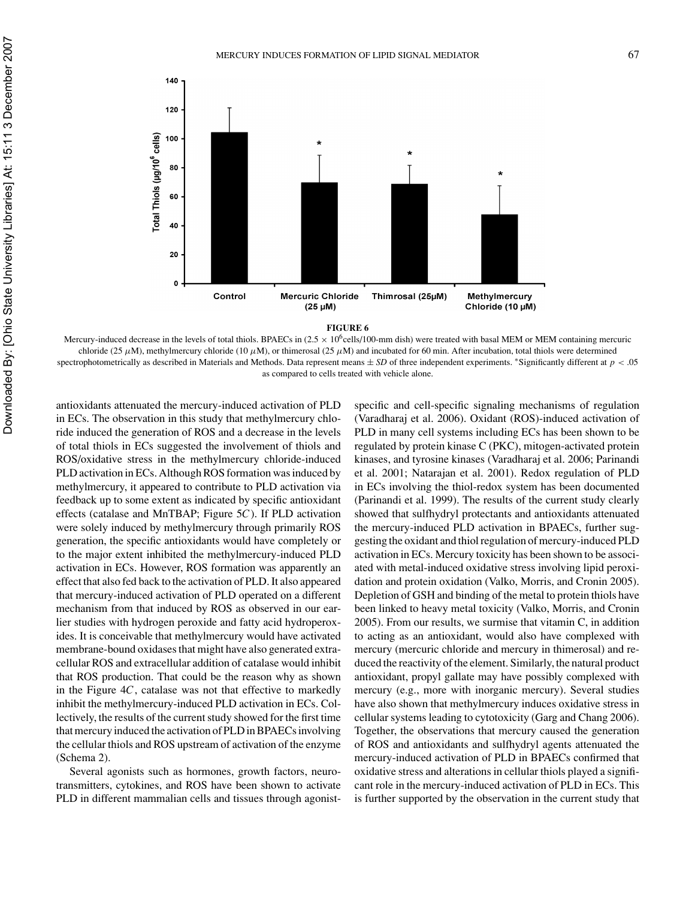Total Thiols (μg/$10^6$ cells)

140
120
100
80
60
40
20
0

*
*
*

Control
Mercuric Chloride (25 μM)
Thimrosal (25μM)
Methylmercury Chloride (10 μM)

**FIGURE 6**

Mercury-induced decrease in the levels of total thiols. BPAECs in ($2.5 \times 10^6$cells/100-mm dish) were treated with basal MEM or MEM containing mercuric chloride (25 $\mu$M), methylmercury chloride (10 $\mu$M), or thimerosal (25 $\mu$M) and incubated for 60 min. After incubation, total thiols were determined spectrophotometrically as described in Materials and Methods. Data represent means $\pm$ *SD* of three independent experiments. *Significantly different at $p < .05$ as compared to cells treated with vehicle alone.

antioxidants attenuated the mercury-induced activation of PLD in ECs. The observation in this study that methylmercury chloride induced the generation of ROS and a decrease in the levels of total thiols in ECs suggested the involvement of thiols and ROS/oxidative stress in the methylmercury chloride-induced PLD activation in ECs. Although ROS formation was induced by methylmercury, it appeared to contribute to PLD activation via feedback up to some extent as indicated by specific antioxidant effects (catalase and MnTBAP; Figure 5*C*). If PLD activation were solely induced by methylmercury through primarily ROS generation, the specific antioxidants would have completely or to the major extent inhibited the methylmercury-induced PLD activation in ECs. However, ROS formation was apparently an effect that also fed back to the activation of PLD. It also appeared that mercury-induced activation of PLD operated on a different mechanism from that induced by ROS as observed in our earlier studies with hydrogen peroxide and fatty acid hydroperoxides. It is conceivable that methylmercury would have activated membrane-bound oxidases that might have also generated extracellular ROS and extracellular addition of catalase would inhibit that ROS production. That could be the reason why as shown in the Figure 4*C*, catalase was not that effective to markedly inhibit the methylmercury-induced PLD activation in ECs. Collectively, the results of the current study showed for the first time that mercury induced the activation of PLD in BPAECs involving the cellular thiols and ROS upstream of activation of the enzyme (Schema 2).

Several agonists such as hormones, growth factors, neurotransmitters, cytokines, and ROS have been shown to activate PLD in different mammalian cells and tissues through agonist-specific and cell-specific signaling mechanisms of regulation (Varadharaj et al. 2006). Oxidant (ROS)-induced activation of PLD in many cell systems including ECs has been shown to be regulated by protein kinase C (PKC), mitogen-activated protein kinases, and tyrosine kinases (Varadharaj et al. 2006; Parinandi et al. 2001; Natarajan et al. 2001). Redox regulation of PLD in ECs involving the thiol-redox system has been documented (Parinandi et al. 1999). The results of the current study clearly showed that sulfhydryl protectants and antioxidants attenuated the mercury-induced PLD activation in BPAECs, further suggesting the oxidant and thiol regulation of mercury-induced PLD activation in ECs. Mercury toxicity has been shown to be associated with metal-induced oxidative stress involving lipid peroxidation and protein oxidation (Valko, Morris, and Cronin 2005). Depletion of GSH and binding of the metal to protein thiols have been linked to heavy metal toxicity (Valko, Morris, and Cronin 2005). From our results, we surmise that vitamin C, in addition to acting as an antioxidant, would also have complexed with mercury (mercuric chloride and mercury in thimerosal) and reduced the reactivity of the element. Similarly, the natural product antioxidant, propyl gallate may have possibly complexed with mercury (e.g., more with inorganic mercury). Several studies have also shown that methylmercury induces oxidative stress in cellular systems leading to cytotoxicity (Garg and Chang 2006). Together, the observations that mercury caused the generation of ROS and antioxidants and sulfhydryl agents attenuated the mercury-induced activation of PLD in BPAECs confirmed that oxidative stress and alterations in cellular thiols played a significant role in the mercury-induced activation of PLD in ECs. This is further supported by the observation in the current study that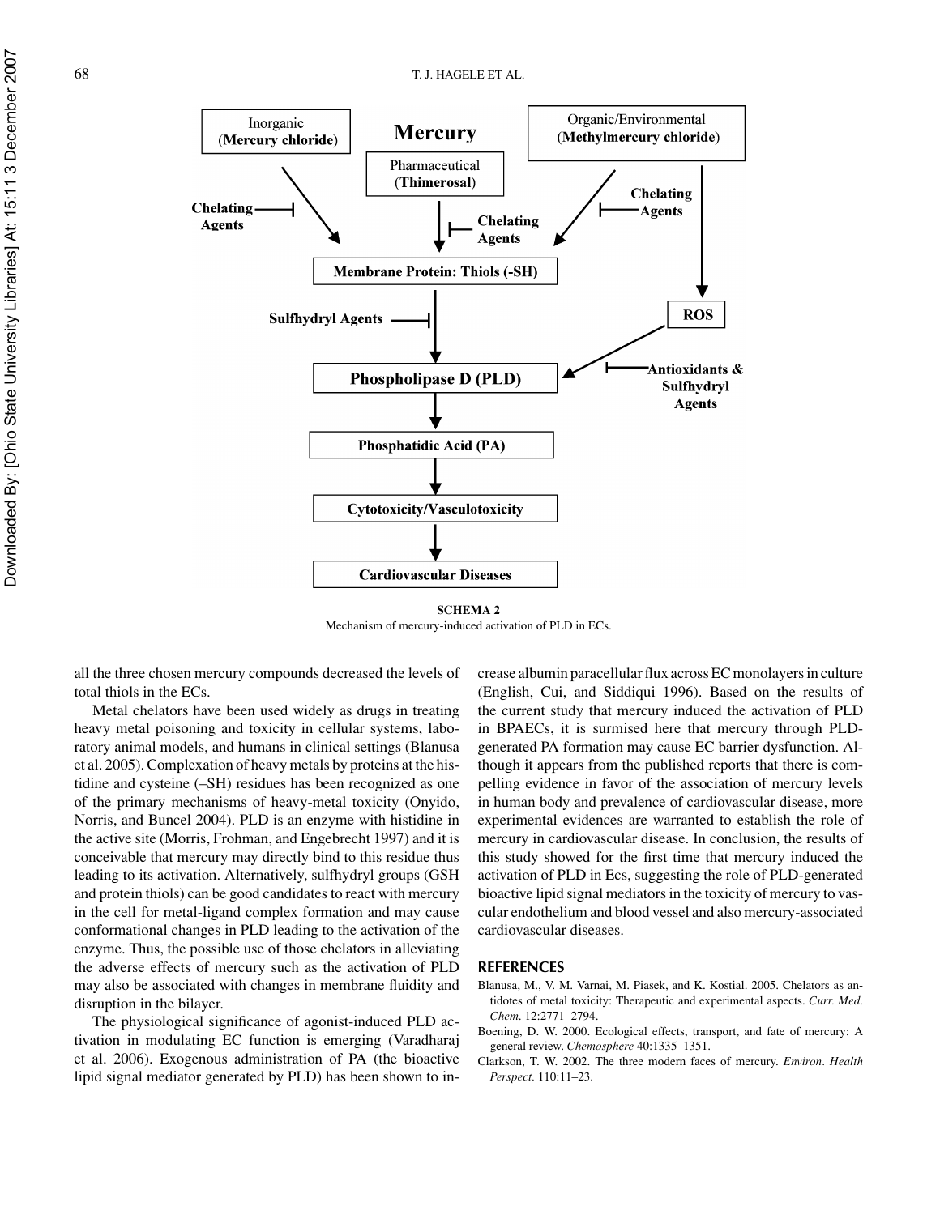**SCHEMA 2**
Mechanism of mercury-induced activation of PLD in ECs.

all the three chosen mercury compounds decreased the levels of total thiols in the ECs.

Metal chelators have been used widely as drugs in treating heavy metal poisoning and toxicity in cellular systems, laboratory animal models, and humans in clinical settings (Blanusa et al. 2005). Complexation of heavy metals by proteins at the histidine and cysteine (–SH) residues has been recognized as one of the primary mechanisms of heavy-metal toxicity (Onyido, Norris, and Buncel 2004). PLD is an enzyme with histidine in the active site (Morris, Frohman, and Engebrecht 1997) and it is conceivable that mercury may directly bind to this residue thus leading to its activation. Alternatively, sulfhydryl groups (GSH and protein thiols) can be good candidates to react with mercury in the cell for metal-ligand complex formation and may cause conformational changes in PLD leading to the activation of the enzyme. Thus, the possible use of those chelators in alleviating the adverse effects of mercury such as the activation of PLD may also be associated with changes in membrane fluidity and disruption in the bilayer.

The physiological significance of agonist-induced PLD activation in modulating EC function is emerging (Varadharaj et al. 2006). Exogenous administration of PA (the bioactive lipid signal mediator generated by PLD) has been shown to increase albumin paracellular flux across EC monolayers in culture (English, Cui, and Siddiqui 1996). Based on the results of the current study that mercury induced the activation of PLD in BPAECs, it is surmised here that mercury through PLD-generated PA formation may cause EC barrier dysfunction. Although it appears from the published reports that there is compelling evidence in favor of the association of mercury levels in human body and prevalence of cardiovascular disease, more experimental evidences are warranted to establish the role of mercury in cardiovascular disease. In conclusion, the results of this study showed for the first time that mercury induced the activation of PLD in Ecs, suggesting the role of PLD-generated bioactive lipid signal mediators in the toxicity of mercury to vascular endothelium and blood vessel and also mercury-associated cardiovascular diseases.

## REFERENCES

Blanusa, M., V. M. Varnai, M. Piasek, and K. Kostial. 2005. Chelators as antidotes of metal toxicity: Therapeutic and experimental aspects. *Curr. Med. Chem.* 12:2771–2794.

Boening, D. W. 2000. Ecological effects, transport, and fate of mercury: A general review. *Chemosphere* 40:1335–1351.

Clarkson, T. W. 2002. The three modern faces of mercury. *Environ. Health Perspect.* 110:11–23.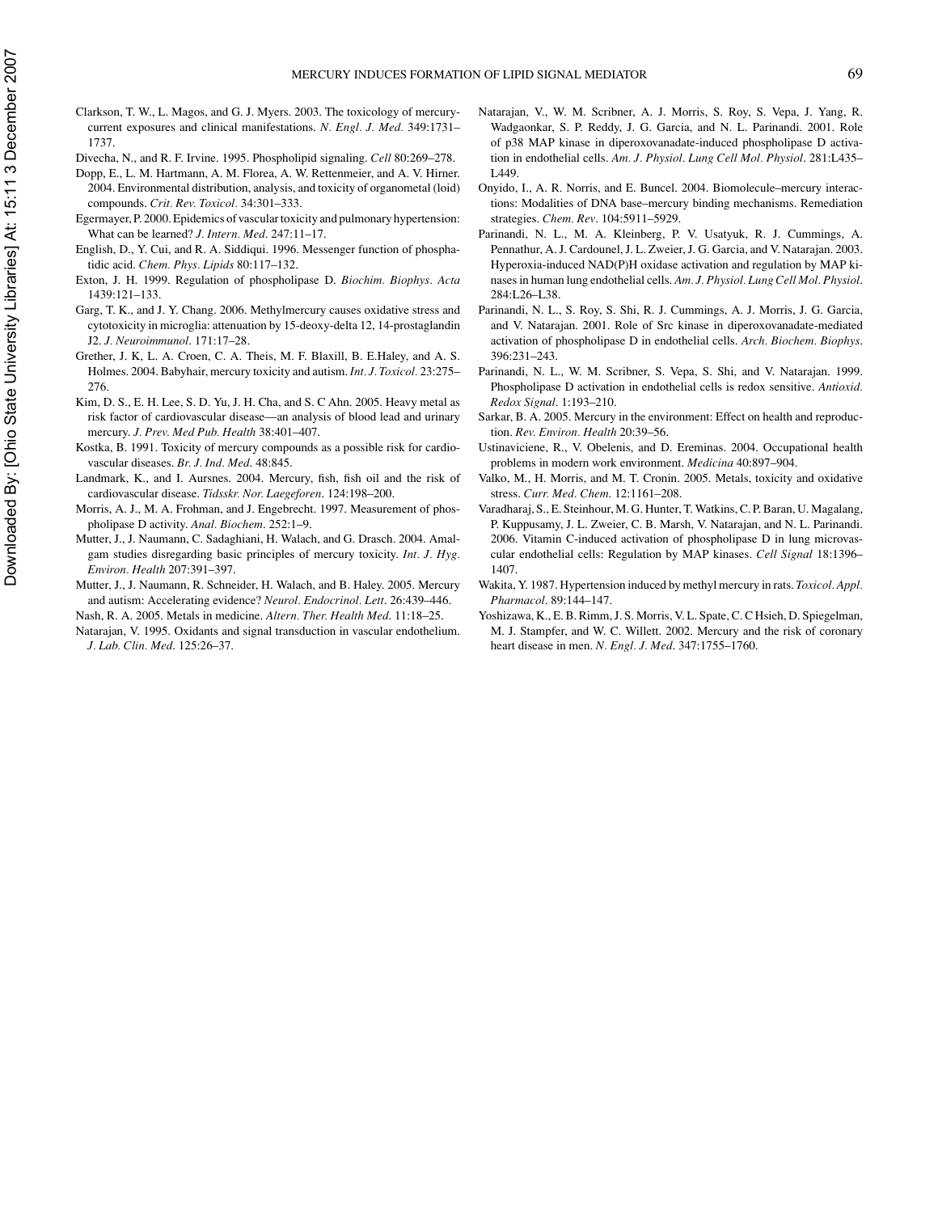Clarkson, T. W., L. Magos, and G. J. Myers. 2003. The toxicology of mercury-current exposures and clinical manifestations. *N. Engl. J. Med.* 349:1731–1737.

Divecha, N., and R. F. Irvine. 1995. Phospholipid signaling. *Cell* 80:269–278.

Dopp, E., L. M. Hartmann, A. M. Florea, A. W. Rettenmeier, and A. V. Hirner. 2004. Environmental distribution, analysis, and toxicity of organometal (loid) compounds. *Crit. Rev. Toxicol.* 34:301–333.

Egermayer, P. 2000. Epidemics of vascular toxicity and pulmonary hypertension: What can be learned? *J. Intern. Med.* 247:11–17.

English, D., Y. Cui, and R. A. Siddiqui. 1996. Messenger function of phosphatidic acid. *Chem. Phys. Lipids* 80:117–132.

Exton, J. H. 1999. Regulation of phospholipase D. *Biochim. Biophys. Acta* 1439:121–133.

Garg, T. K., and J. Y. Chang. 2006. Methylmercury causes oxidative stress and cytotoxicity in microglia: attenuation by 15-deoxy-delta 12, 14-prostaglandin J2. *J. Neuroimmunol.* 171:17–28.

Grether, J. K, L. A. Croen, C. A. Theis, M. F. Blaxill, B. E.Haley, and A. S. Holmes. 2004. Babyhair, mercury toxicity and autism. *Int. J. Toxicol.* 23:275–276.

Kim, D. S., E. H. Lee, S. D. Yu, J. H. Cha, and S. C Ahn. 2005. Heavy metal as risk factor of cardiovascular disease—an analysis of blood lead and urinary mercury. *J. Prev. Med Pub. Health* 38:401–407.

Kostka, B. 1991. Toxicity of mercury compounds as a possible risk for cardiovascular diseases. *Br. J. Ind. Med.* 48:845.

Landmark, K., and I. Aursnes. 2004. Mercury, fish, fish oil and the risk of cardiovascular disease. *Tidsskr. Nor. Laegeforen.* 124:198–200.

Morris, A. J., M. A. Frohman, and J. Engebrecht. 1997. Measurement of phospholipase D activity. *Anal. Biochem.* 252:1–9.

Mutter, J., J. Naumann, C. Sadaghiani, H. Walach, and G. Drasch. 2004. Amalgam studies disregarding basic principles of mercury toxicity. *Int. J. Hyg. Environ. Health* 207:391–397.

Mutter, J., J. Naumann, R. Schneider, H. Walach, and B. Haley. 2005. Mercury and autism: Accelerating evidence? *Neurol. Endocrinol. Lett.* 26:439–446.

Nash, R. A. 2005. Metals in medicine. *Altern. Ther. Health Med.* 11:18–25.

Natarajan, V. 1995. Oxidants and signal transduction in vascular endothelium. *J. Lab. Clin. Med.* 125:26–37.

Natarajan, V., W. M. Scribner, A. J. Morris, S. Roy, S. Vepa, J. Yang, R. Wadgaonkar, S. P. Reddy, J. G. Garcia, and N. L. Parinandi. 2001. Role of p38 MAP kinase in diperoxovanadate-induced phospholipase D activation in endothelial cells. *Am. J. Physiol. Lung Cell Mol. Physiol.* 281:L435–L449.

Onyido, I., A. R. Norris, and E. Buncel. 2004. Biomolecule–mercury interactions: Modalities of DNA base–mercury binding mechanisms. Remediation strategies. *Chem. Rev.* 104:5911–5929.

Parinandi, N. L., M. A. Kleinberg, P. V. Usatyuk, R. J. Cummings, A. Pennathur, A. J. Cardounel, J. L. Zweier, J. G. Garcia, and V. Natarajan. 2003. Hyperoxia-induced NAD(P)H oxidase activation and regulation by MAP kinases in human lung endothelial cells. *Am. J. Physiol. Lung Cell Mol. Physiol.* 284:L26–L38.

Parinandi, N. L., S. Roy, S. Shi, R. J. Cummings, A. J. Morris, J. G. Garcia, and V. Natarajan. 2001. Role of Src kinase in diperoxovanadate-mediated activation of phospholipase D in endothelial cells. *Arch. Biochem. Biophys.* 396:231–243.

Parinandi, N. L., W. M. Scribner, S. Vepa, S. Shi, and V. Natarajan. 1999. Phospholipase D activation in endothelial cells is redox sensitive. *Antioxid. Redox Signal.* 1:193–210.

Sarkar, B. A. 2005. Mercury in the environment: Effect on health and reproduction. *Rev. Environ. Health* 20:39–56.

Ustinaviciene, R., V. Obelenis, and D. Ereminas. 2004. Occupational health problems in modern work environment. *Medicina* 40:897–904.

Valko, M., H. Morris, and M. T. Cronin. 2005. Metals, toxicity and oxidative stress. *Curr. Med. Chem.* 12:1161–208.

Varadharaj, S., E. Steinhour, M. G. Hunter, T. Watkins, C. P. Baran, U. Magalang, P. Kuppusamy, J. L. Zweier, C. B. Marsh, V. Natarajan, and N. L. Parinandi. 2006. Vitamin C-induced activation of phospholipase D in lung microvascular endothelial cells: Regulation by MAP kinases. *Cell Signal* 18:1396–1407.

Wakita, Y. 1987. Hypertension induced by methyl mercury in rats. *Toxicol. Appl. Pharmacol.* 89:144–147.

Yoshizawa, K., E. B. Rimm, J. S. Morris, V. L. Spate, C. C Hsieh, D. Spiegelman, M. J. Stampfer, and W. C. Willett. 2002. Mercury and the risk of coronary heart disease in men. *N. Engl. J. Med.* 347:1755–1760.